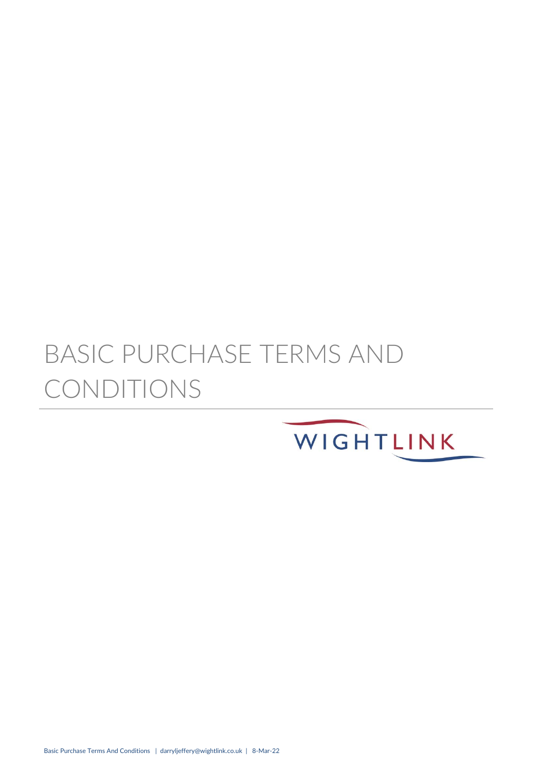# BASIC PURCHASE TERMS AND CONDITIONS

WIGHTLINK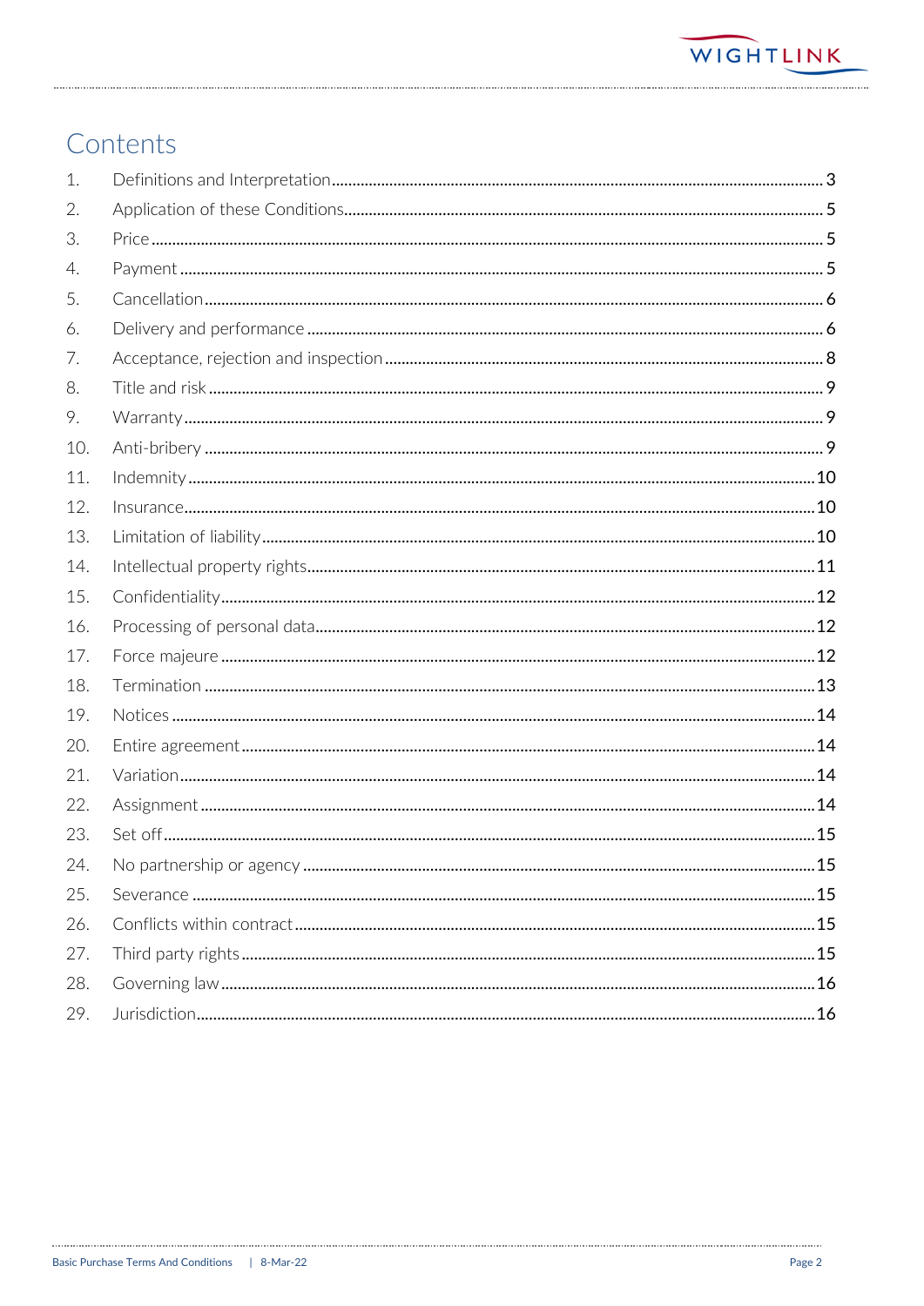# Contents

1. Definitions and Interpretation ........ 3
2. Application of these Conditions ........ 5
3. Price ........ 5
4. Payment ........ 5
5. Cancellation ........ 6
6. Delivery and performance ........ 6
7. Acceptance, rejection and inspection ........ 8
8. Title and risk ........ 9
9. Warranty ........ 9
10. Anti-bribery ........ 9
11. Indemnity ........ 10
12. Insurance ........ 10
13. Limitation of liability ........ 10
14. Intellectual property rights ........ 11
15. Confidentiality ........ 12
16. Processing of personal data ........ 12
17. Force majeure ........ 12
18. Termination ........ 13
19. Notices ........ 14
20. Entire agreement ........ 14
21. Variation ........ 14
22. Assignment ........ 14
23. Set off ........ 15
24. No partnership or agency ........ 15
25. Severance ........ 15
26. Conflicts within contract ........ 15
27. Third party rights ........ 15
28. Governing law ........ 16
29. Jurisdiction ........ 16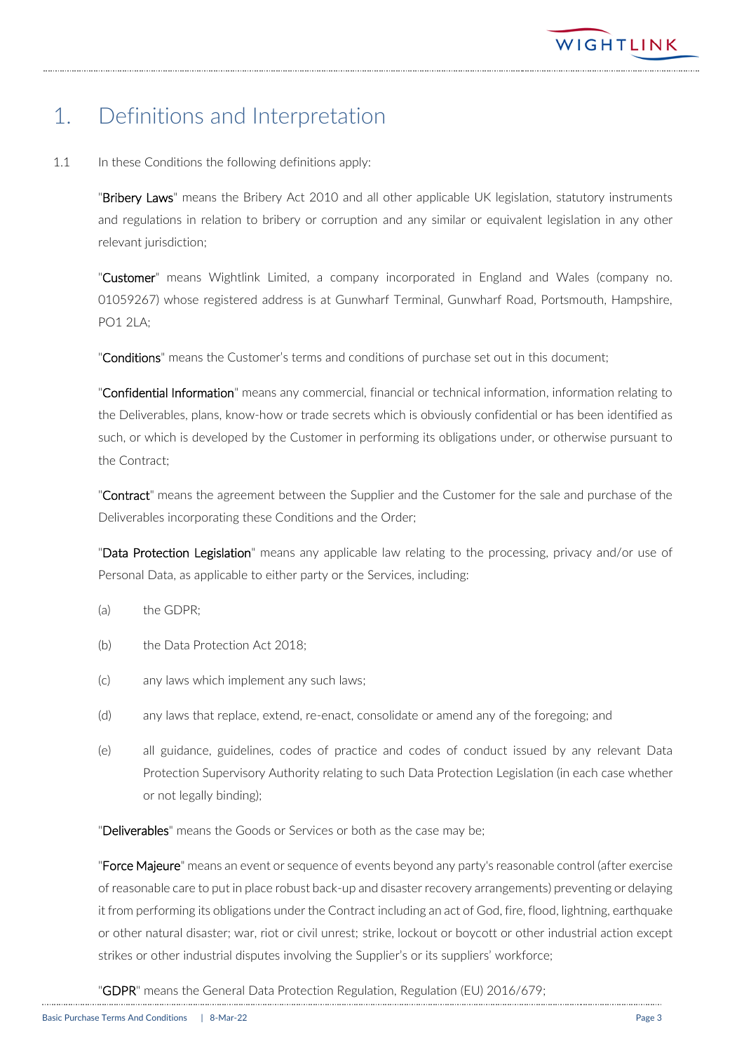# 1. Definitions and Interpretation

1.1 In these Conditions the following definitions apply:

"**Bribery Laws**" means the Bribery Act 2010 and all other applicable UK legislation, statutory instruments and regulations in relation to bribery or corruption and any similar or equivalent legislation in any other relevant jurisdiction;

"**Customer**" means Wightlink Limited, a company incorporated in England and Wales (company no. 01059267) whose registered address is at Gunwharf Terminal, Gunwharf Road, Portsmouth, Hampshire, PO1 2LA;

"**Conditions**" means the Customer's terms and conditions of purchase set out in this document;

"**Confidential Information**" means any commercial, financial or technical information, information relating to the Deliverables, plans, know-how or trade secrets which is obviously confidential or has been identified as such, or which is developed by the Customer in performing its obligations under, or otherwise pursuant to the Contract;

"**Contract**" means the agreement between the Supplier and the Customer for the sale and purchase of the Deliverables incorporating these Conditions and the Order;

"**Data Protection Legislation**" means any applicable law relating to the processing, privacy and/or use of Personal Data, as applicable to either party or the Services, including:

(a) the GDPR;

(b) the Data Protection Act 2018;

(c) any laws which implement any such laws;

(d) any laws that replace, extend, re-enact, consolidate or amend any of the foregoing; and

(e) all guidance, guidelines, codes of practice and codes of conduct issued by any relevant Data Protection Supervisory Authority relating to such Data Protection Legislation (in each case whether or not legally binding);

"**Deliverables**" means the Goods or Services or both as the case may be;

"**Force Majeure**" means an event or sequence of events beyond any party's reasonable control (after exercise of reasonable care to put in place robust back-up and disaster recovery arrangements) preventing or delaying it from performing its obligations under the Contract including an act of God, fire, flood, lightning, earthquake or other natural disaster; war, riot or civil unrest; strike, lockout or boycott or other industrial action except strikes or other industrial disputes involving the Supplier's or its suppliers' workforce;

"**GDPR**" means the General Data Protection Regulation, Regulation (EU) 2016/679;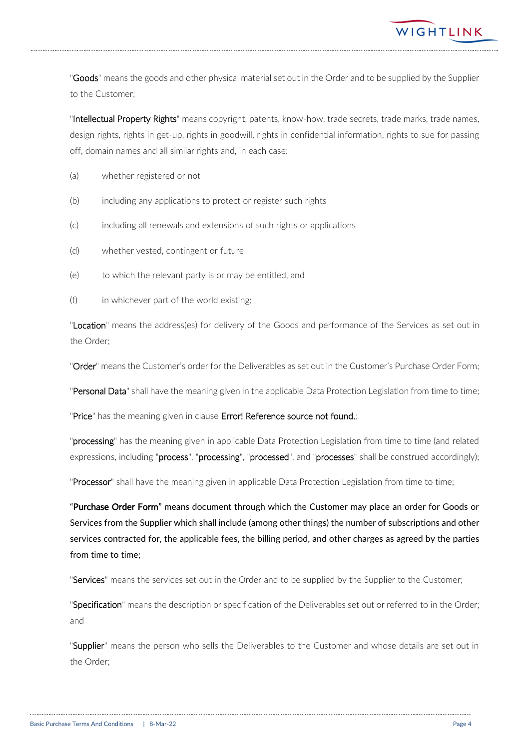"**Goods**" means the goods and other physical material set out in the Order and to be supplied by the Supplier to the Customer;

"**Intellectual Property Rights**" means copyright, patents, know-how, trade secrets, trade marks, trade names, design rights, rights in get-up, rights in goodwill, rights in confidential information, rights to sue for passing off, domain names and all similar rights and, in each case:

(a) whether registered or not

(b) including any applications to protect or register such rights

(c) including all renewals and extensions of such rights or applications

(d) whether vested, contingent or future

(e) to which the relevant party is or may be entitled, and

(f) in whichever part of the world existing;

"**Location**" means the address(es) for delivery of the Goods and performance of the Services as set out in the Order;

"**Order**" means the Customer's order for the Deliverables as set out in the Customer's Purchase Order Form;

"**Personal Data**" shall have the meaning given in the applicable Data Protection Legislation from time to time;

"**Price**" has the meaning given in clause **Error! Reference source not found.**;

"**processing**" has the meaning given in applicable Data Protection Legislation from time to time (and related expressions, including "**process**", "**processing**", "**processed**", and "**processes**" shall be construed accordingly);

"**Processor**" shall have the meaning given in applicable Data Protection Legislation from time to time;

"**Purchase Order Form**" means document through which the Customer may place an order for Goods or Services from the Supplier which shall include (among other things) the number of subscriptions and other services contracted for, the applicable fees, the billing period, and other charges as agreed by the parties from time to time;

"**Services**" means the services set out in the Order and to be supplied by the Supplier to the Customer;

"**Specification**" means the description or specification of the Deliverables set out or referred to in the Order; and

"**Supplier**" means the person who sells the Deliverables to the Customer and whose details are set out in the Order;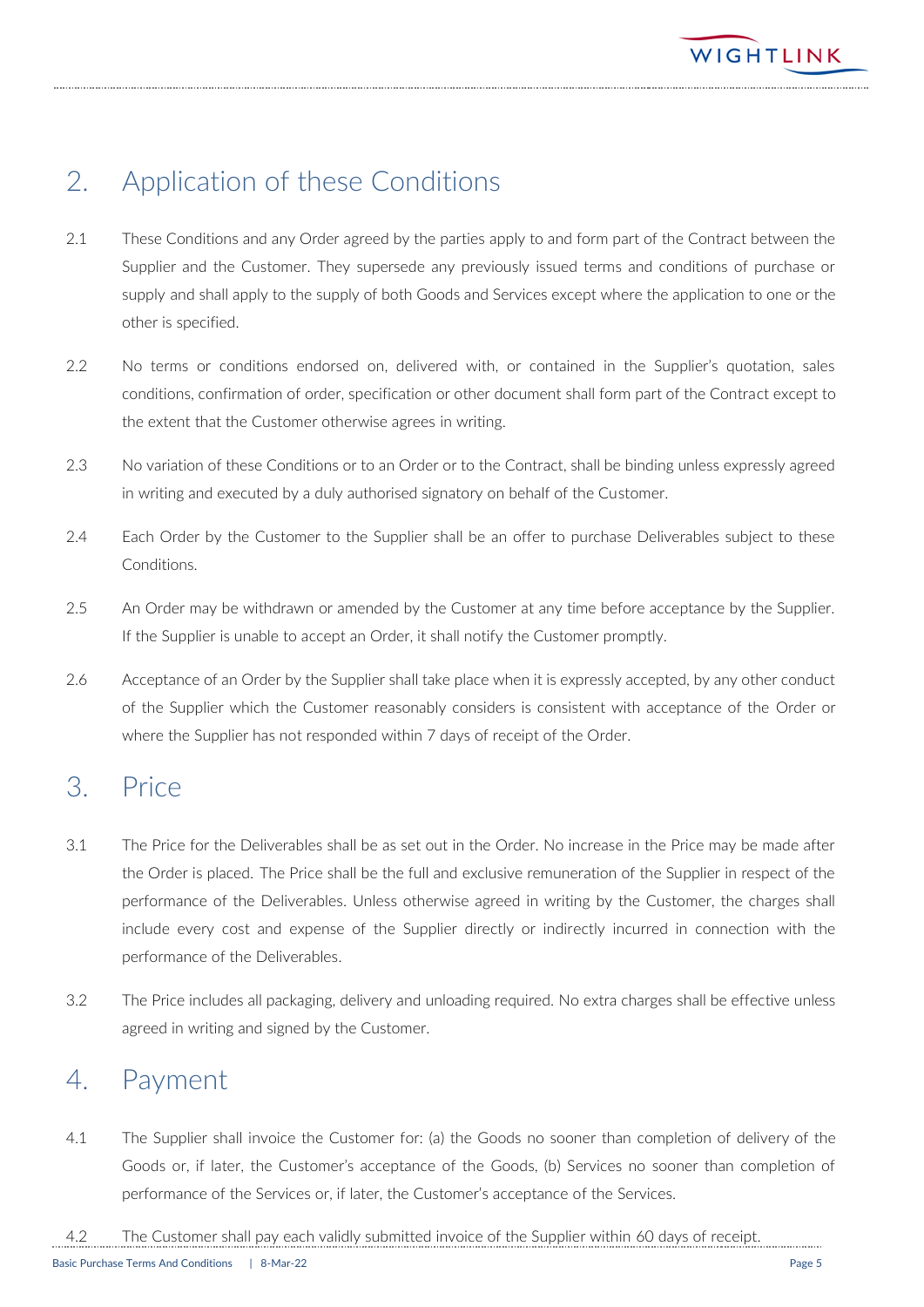## 2. Application of these Conditions

2.1 These Conditions and any Order agreed by the parties apply to and form part of the Contract between the Supplier and the Customer. They supersede any previously issued terms and conditions of purchase or supply and shall apply to the supply of both Goods and Services except where the application to one or the other is specified.

2.2 No terms or conditions endorsed on, delivered with, or contained in the Supplier's quotation, sales conditions, confirmation of order, specification or other document shall form part of the Contract except to the extent that the Customer otherwise agrees in writing.

2.3 No variation of these Conditions or to an Order or to the Contract, shall be binding unless expressly agreed in writing and executed by a duly authorised signatory on behalf of the Customer.

2.4 Each Order by the Customer to the Supplier shall be an offer to purchase Deliverables subject to these Conditions.

2.5 An Order may be withdrawn or amended by the Customer at any time before acceptance by the Supplier. If the Supplier is unable to accept an Order, it shall notify the Customer promptly.

2.6 Acceptance of an Order by the Supplier shall take place when it is expressly accepted, by any other conduct of the Supplier which the Customer reasonably considers is consistent with acceptance of the Order or where the Supplier has not responded within 7 days of receipt of the Order.

## 3. Price

3.1 The Price for the Deliverables shall be as set out in the Order. No increase in the Price may be made after the Order is placed. The Price shall be the full and exclusive remuneration of the Supplier in respect of the performance of the Deliverables. Unless otherwise agreed in writing by the Customer, the charges shall include every cost and expense of the Supplier directly or indirectly incurred in connection with the performance of the Deliverables.

3.2 The Price includes all packaging, delivery and unloading required. No extra charges shall be effective unless agreed in writing and signed by the Customer.

## 4. Payment

4.1 The Supplier shall invoice the Customer for: (a) the Goods no sooner than completion of delivery of the Goods or, if later, the Customer's acceptance of the Goods, (b) Services no sooner than completion of performance of the Services or, if later, the Customer's acceptance of the Services.

4.2 The Customer shall pay each validly submitted invoice of the Supplier within 60 days of receipt.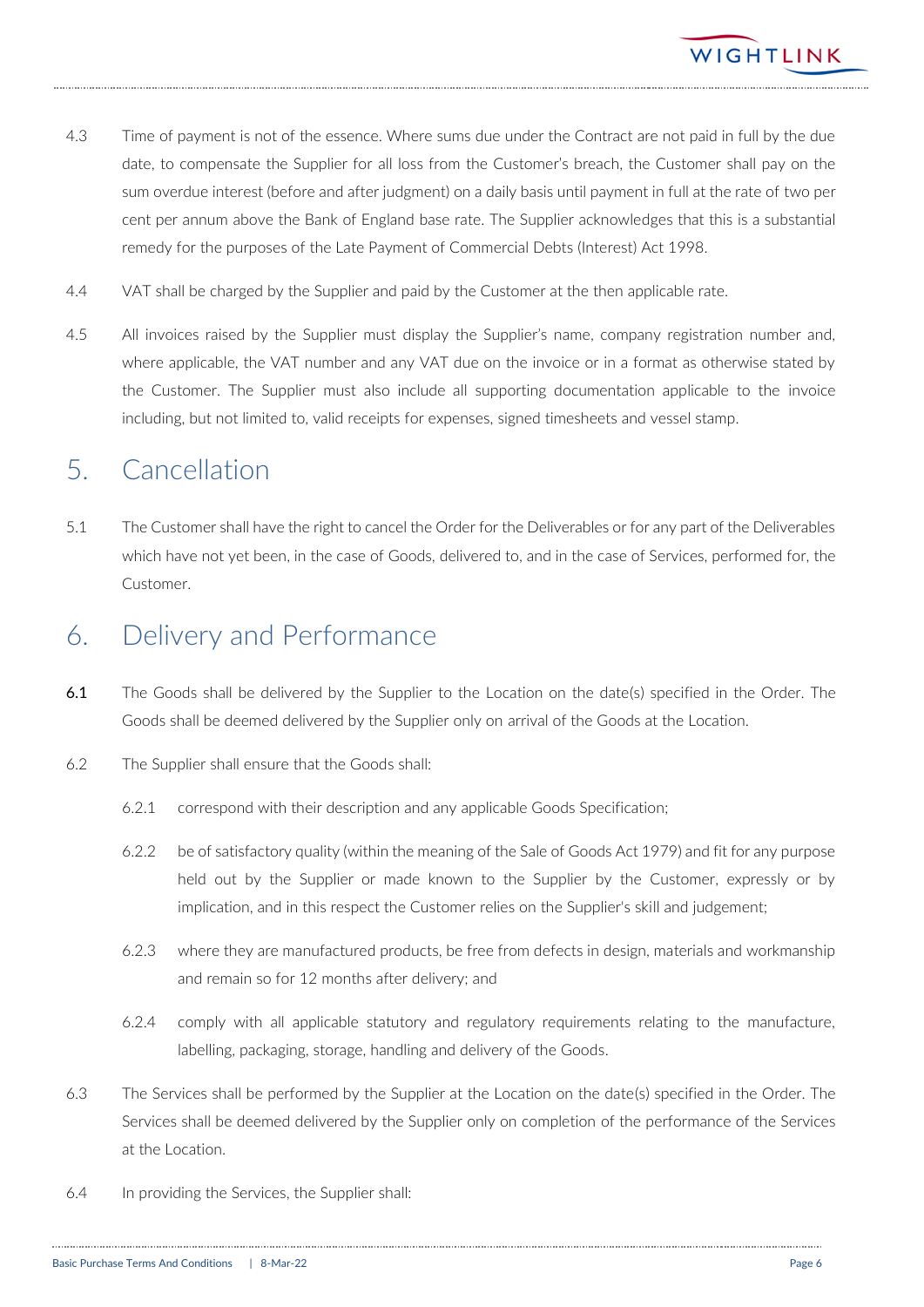4.3 Time of payment is not of the essence. Where sums due under the Contract are not paid in full by the due date, to compensate the Supplier for all loss from the Customer's breach, the Customer shall pay on the sum overdue interest (before and after judgment) on a daily basis until payment in full at the rate of two per cent per annum above the Bank of England base rate. The Supplier acknowledges that this is a substantial remedy for the purposes of the Late Payment of Commercial Debts (Interest) Act 1998.

4.4 VAT shall be charged by the Supplier and paid by the Customer at the then applicable rate.

4.5 All invoices raised by the Supplier must display the Supplier's name, company registration number and, where applicable, the VAT number and any VAT due on the invoice or in a format as otherwise stated by the Customer. The Supplier must also include all supporting documentation applicable to the invoice including, but not limited to, valid receipts for expenses, signed timesheets and vessel stamp.

# 5. Cancellation

5.1 The Customer shall have the right to cancel the Order for the Deliverables or for any part of the Deliverables which have not yet been, in the case of Goods, delivered to, and in the case of Services, performed for, the Customer.

# 6. Delivery and Performance

**6.1** The Goods shall be delivered by the Supplier to the Location on the date(s) specified in the Order. The Goods shall be deemed delivered by the Supplier only on arrival of the Goods at the Location.

6.2 The Supplier shall ensure that the Goods shall:

6.2.1 correspond with their description and any applicable Goods Specification;

6.2.2 be of satisfactory quality (within the meaning of the Sale of Goods Act 1979) and fit for any purpose held out by the Supplier or made known to the Supplier by the Customer, expressly or by implication, and in this respect the Customer relies on the Supplier's skill and judgement;

6.2.3 where they are manufactured products, be free from defects in design, materials and workmanship and remain so for 12 months after delivery; and

6.2.4 comply with all applicable statutory and regulatory requirements relating to the manufacture, labelling, packaging, storage, handling and delivery of the Goods.

6.3 The Services shall be performed by the Supplier at the Location on the date(s) specified in the Order. The Services shall be deemed delivered by the Supplier only on completion of the performance of the Services at the Location.

6.4 In providing the Services, the Supplier shall: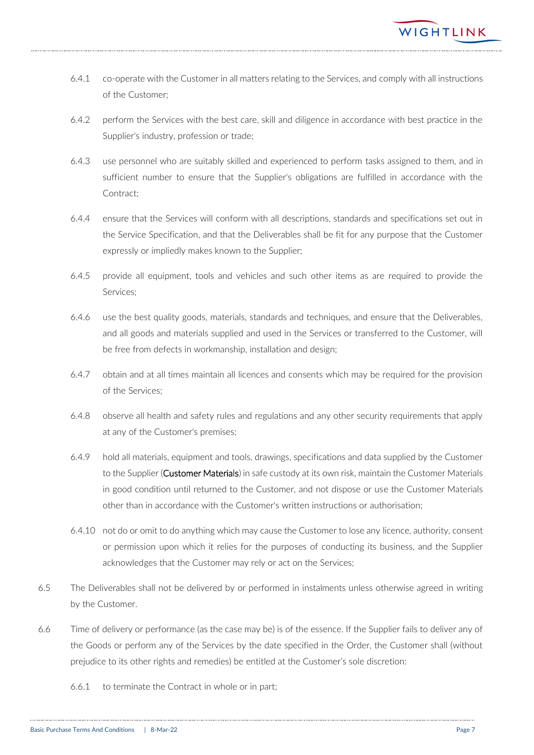6.4.1 co-operate with the Customer in all matters relating to the Services, and comply with all instructions of the Customer;

6.4.2 perform the Services with the best care, skill and diligence in accordance with best practice in the Supplier's industry, profession or trade;

6.4.3 use personnel who are suitably skilled and experienced to perform tasks assigned to them, and in sufficient number to ensure that the Supplier's obligations are fulfilled in accordance with the Contract;

6.4.4 ensure that the Services will conform with all descriptions, standards and specifications set out in the Service Specification, and that the Deliverables shall be fit for any purpose that the Customer expressly or impliedly makes known to the Supplier;

6.4.5 provide all equipment, tools and vehicles and such other items as are required to provide the Services;

6.4.6 use the best quality goods, materials, standards and techniques, and ensure that the Deliverables, and all goods and materials supplied and used in the Services or transferred to the Customer, will be free from defects in workmanship, installation and design;

6.4.7 obtain and at all times maintain all licences and consents which may be required for the provision of the Services;

6.4.8 observe all health and safety rules and regulations and any other security requirements that apply at any of the Customer's premises;

6.4.9 hold all materials, equipment and tools, drawings, specifications and data supplied by the Customer to the Supplier (**Customer Materials**) in safe custody at its own risk, maintain the Customer Materials in good condition until returned to the Customer, and not dispose or use the Customer Materials other than in accordance with the Customer's written instructions or authorisation;

6.4.10 not do or omit to do anything which may cause the Customer to lose any licence, authority, consent or permission upon which it relies for the purposes of conducting its business, and the Supplier acknowledges that the Customer may rely or act on the Services;

6.5 The Deliverables shall not be delivered by or performed in instalments unless otherwise agreed in writing by the Customer.

6.6 Time of delivery or performance (as the case may be) is of the essence. If the Supplier fails to deliver any of the Goods or perform any of the Services by the date specified in the Order, the Customer shall (without prejudice to its other rights and remedies) be entitled at the Customer's sole discretion:

6.6.1 to terminate the Contract in whole or in part;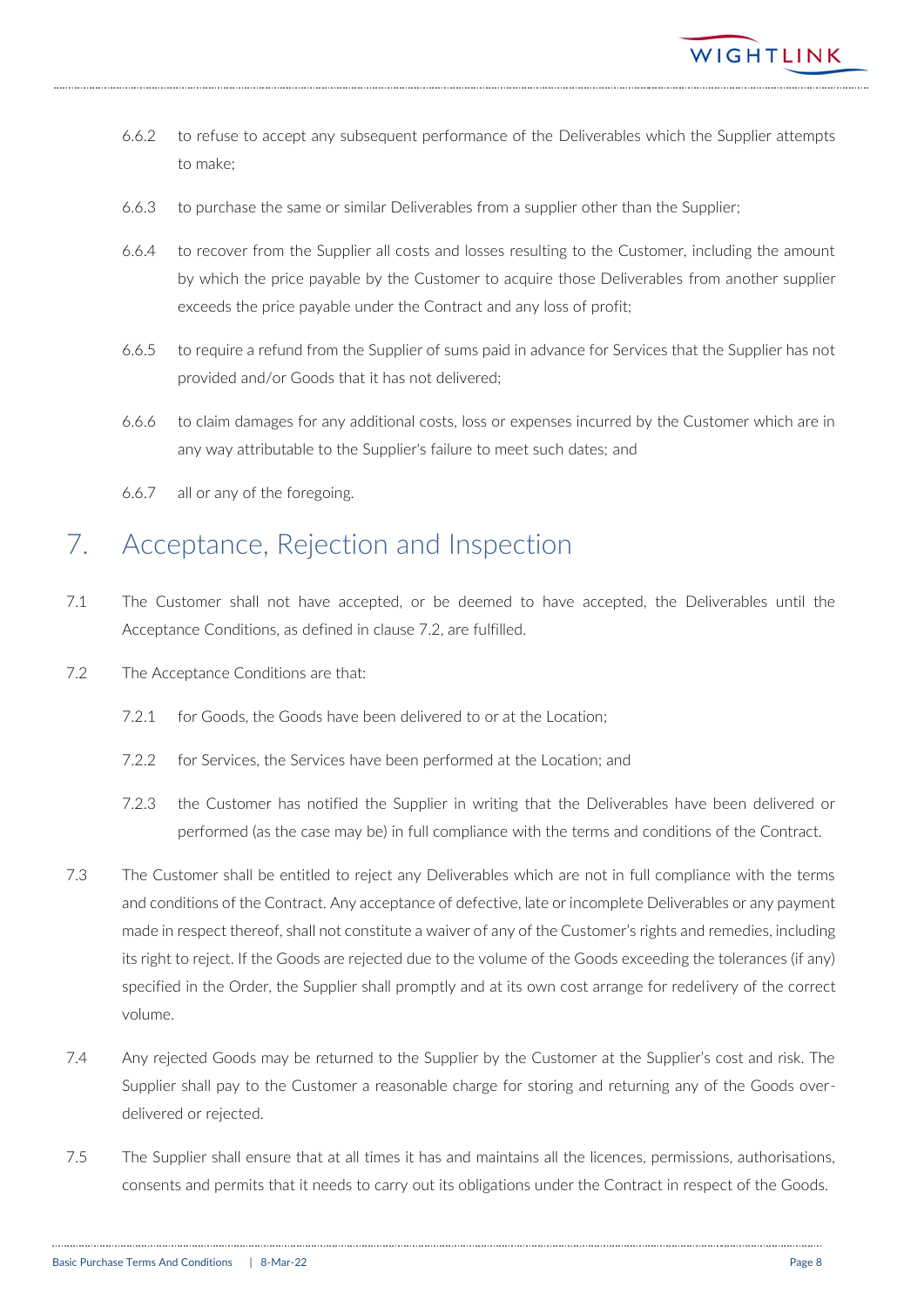6.6.2 to refuse to accept any subsequent performance of the Deliverables which the Supplier attempts to make;

6.6.3 to purchase the same or similar Deliverables from a supplier other than the Supplier;

6.6.4 to recover from the Supplier all costs and losses resulting to the Customer, including the amount by which the price payable by the Customer to acquire those Deliverables from another supplier exceeds the price payable under the Contract and any loss of profit;

6.6.5 to require a refund from the Supplier of sums paid in advance for Services that the Supplier has not provided and/or Goods that it has not delivered;

6.6.6 to claim damages for any additional costs, loss or expenses incurred by the Customer which are in any way attributable to the Supplier's failure to meet such dates; and

6.6.7 all or any of the foregoing.

# 7. Acceptance, Rejection and Inspection

7.1 The Customer shall not have accepted, or be deemed to have accepted, the Deliverables until the Acceptance Conditions, as defined in clause 7.2, are fulfilled.

7.2 The Acceptance Conditions are that:

7.2.1 for Goods, the Goods have been delivered to or at the Location;

7.2.2 for Services, the Services have been performed at the Location; and

7.2.3 the Customer has notified the Supplier in writing that the Deliverables have been delivered or performed (as the case may be) in full compliance with the terms and conditions of the Contract.

7.3 The Customer shall be entitled to reject any Deliverables which are not in full compliance with the terms and conditions of the Contract. Any acceptance of defective, late or incomplete Deliverables or any payment made in respect thereof, shall not constitute a waiver of any of the Customer's rights and remedies, including its right to reject. If the Goods are rejected due to the volume of the Goods exceeding the tolerances (if any) specified in the Order, the Supplier shall promptly and at its own cost arrange for redelivery of the correct volume.

7.4 Any rejected Goods may be returned to the Supplier by the Customer at the Supplier's cost and risk. The Supplier shall pay to the Customer a reasonable charge for storing and returning any of the Goods over-delivered or rejected.

7.5 The Supplier shall ensure that at all times it has and maintains all the licences, permissions, authorisations, consents and permits that it needs to carry out its obligations under the Contract in respect of the Goods.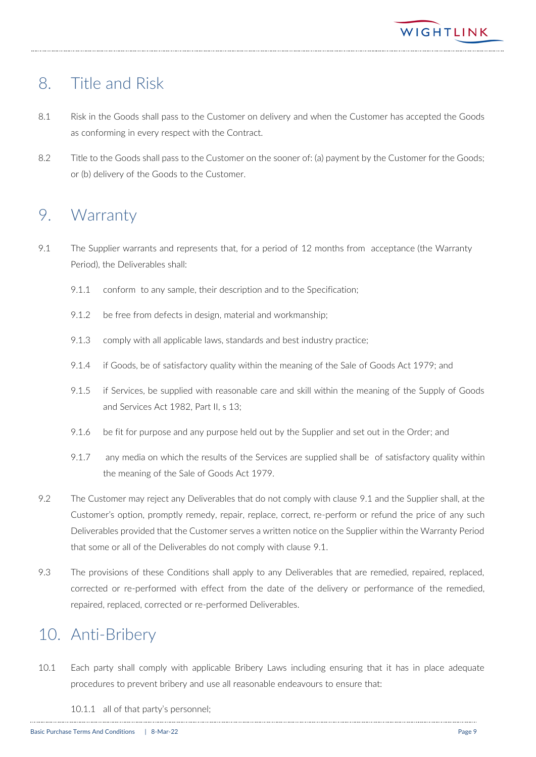## 8. Title and Risk

8.1 Risk in the Goods shall pass to the Customer on delivery and when the Customer has accepted the Goods as conforming in every respect with the Contract.

8.2 Title to the Goods shall pass to the Customer on the sooner of: (a) payment by the Customer for the Goods; or (b) delivery of the Goods to the Customer.

## 9. Warranty

9.1 The Supplier warrants and represents that, for a period of 12 months from acceptance (the Warranty Period), the Deliverables shall:

9.1.1 conform to any sample, their description and to the Specification;

9.1.2 be free from defects in design, material and workmanship;

9.1.3 comply with all applicable laws, standards and best industry practice;

9.1.4 if Goods, be of satisfactory quality within the meaning of the Sale of Goods Act 1979; and

9.1.5 if Services, be supplied with reasonable care and skill within the meaning of the Supply of Goods and Services Act 1982, Part II, s 13;

9.1.6 be fit for purpose and any purpose held out by the Supplier and set out in the Order; and

9.1.7 any media on which the results of the Services are supplied shall be of satisfactory quality within the meaning of the Sale of Goods Act 1979.

9.2 The Customer may reject any Deliverables that do not comply with clause 9.1 and the Supplier shall, at the Customer's option, promptly remedy, repair, replace, correct, re-perform or refund the price of any such Deliverables provided that the Customer serves a written notice on the Supplier within the Warranty Period that some or all of the Deliverables do not comply with clause 9.1.

9.3 The provisions of these Conditions shall apply to any Deliverables that are remedied, repaired, replaced, corrected or re-performed with effect from the date of the delivery or performance of the remedied, repaired, replaced, corrected or re-performed Deliverables.

## 10. Anti-Bribery

10.1 Each party shall comply with applicable Bribery Laws including ensuring that it has in place adequate procedures to prevent bribery and use all reasonable endeavours to ensure that:

10.1.1 all of that party's personnel;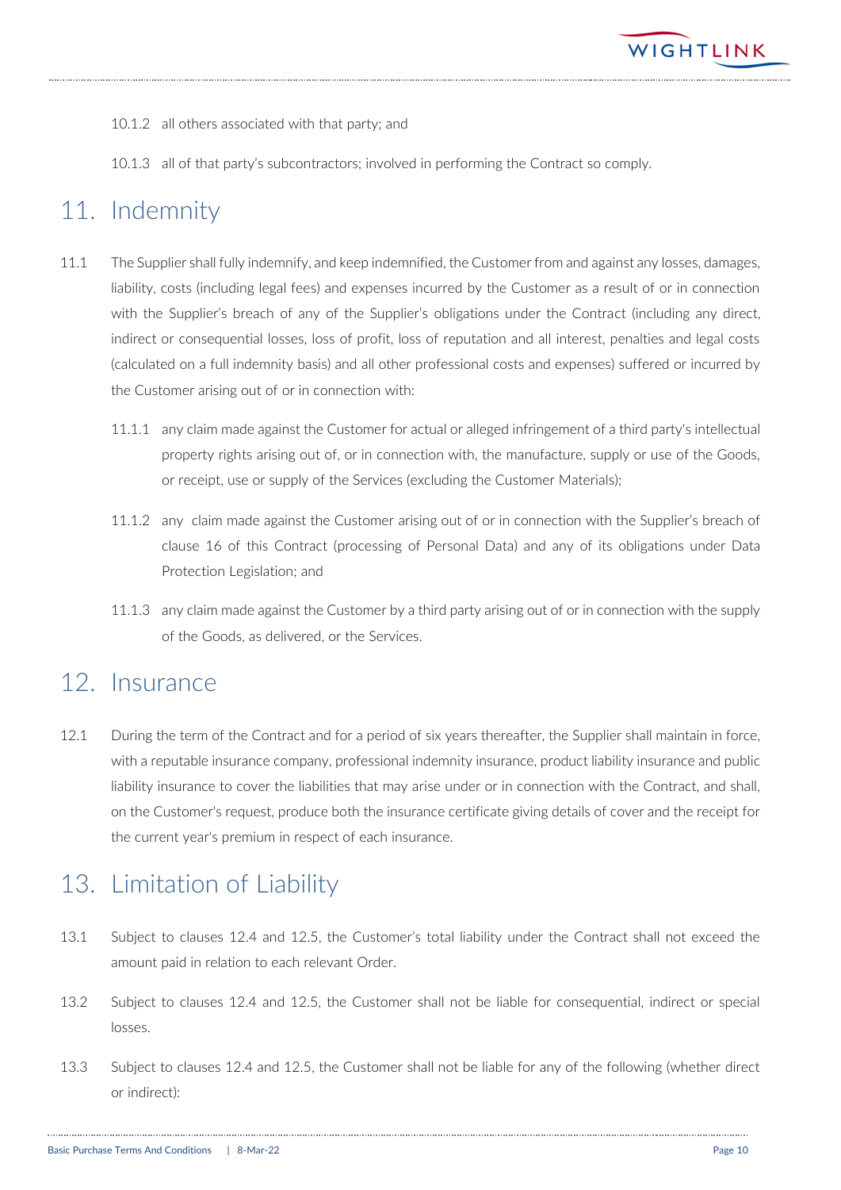10.1.2 all others associated with that party; and

10.1.3 all of that party's subcontractors; involved in performing the Contract so comply.

# 11. Indemnity

11.1 The Supplier shall fully indemnify, and keep indemnified, the Customer from and against any losses, damages, liability, costs (including legal fees) and expenses incurred by the Customer as a result of or in connection with the Supplier's breach of any of the Supplier's obligations under the Contract (including any direct, indirect or consequential losses, loss of profit, loss of reputation and all interest, penalties and legal costs (calculated on a full indemnity basis) and all other professional costs and expenses) suffered or incurred by the Customer arising out of or in connection with:

11.1.1 any claim made against the Customer for actual or alleged infringement of a third party's intellectual property rights arising out of, or in connection with, the manufacture, supply or use of the Goods, or receipt, use or supply of the Services (excluding the Customer Materials);

11.1.2 any claim made against the Customer arising out of or in connection with the Supplier's breach of clause 16 of this Contract (processing of Personal Data) and any of its obligations under Data Protection Legislation; and

11.1.3 any claim made against the Customer by a third party arising out of or in connection with the supply of the Goods, as delivered, or the Services.

# 12. Insurance

12.1 During the term of the Contract and for a period of six years thereafter, the Supplier shall maintain in force, with a reputable insurance company, professional indemnity insurance, product liability insurance and public liability insurance to cover the liabilities that may arise under or in connection with the Contract, and shall, on the Customer's request, produce both the insurance certificate giving details of cover and the receipt for the current year's premium in respect of each insurance.

# 13. Limitation of Liability

13.1 Subject to clauses 12.4 and 12.5, the Customer's total liability under the Contract shall not exceed the amount paid in relation to each relevant Order.

13.2 Subject to clauses 12.4 and 12.5, the Customer shall not be liable for consequential, indirect or special losses.

13.3 Subject to clauses 12.4 and 12.5, the Customer shall not be liable for any of the following (whether direct or indirect):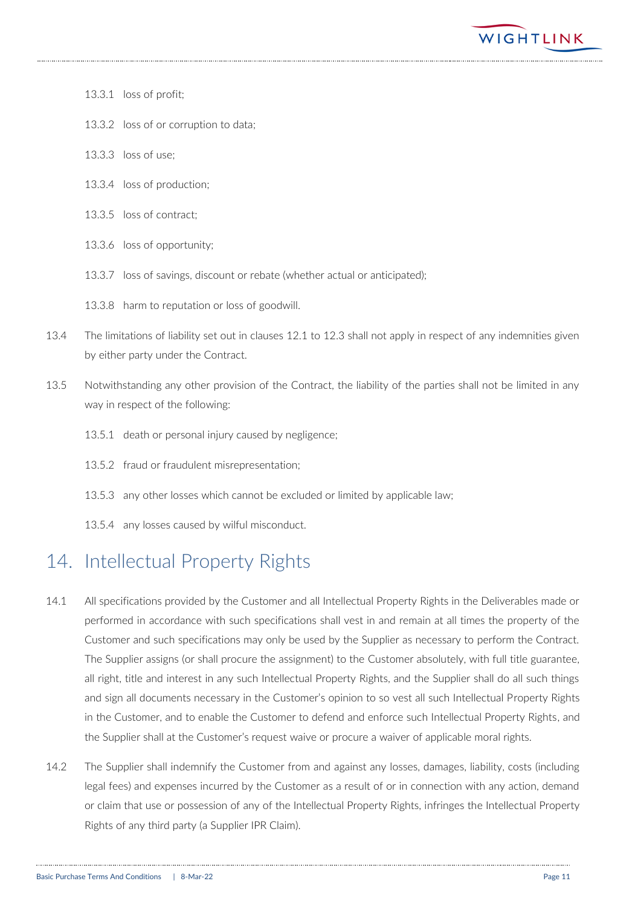13.3.1 loss of profit;

13.3.2 loss of or corruption to data;

13.3.3 loss of use;

13.3.4 loss of production;

13.3.5 loss of contract;

13.3.6 loss of opportunity;

13.3.7 loss of savings, discount or rebate (whether actual or anticipated);

13.3.8 harm to reputation or loss of goodwill.

13.4 The limitations of liability set out in clauses 12.1 to 12.3 shall not apply in respect of any indemnities given by either party under the Contract.

13.5 Notwithstanding any other provision of the Contract, the liability of the parties shall not be limited in any way in respect of the following:

13.5.1 death or personal injury caused by negligence;

13.5.2 fraud or fraudulent misrepresentation;

13.5.3 any other losses which cannot be excluded or limited by applicable law;

13.5.4 any losses caused by wilful misconduct.

# 14. Intellectual Property Rights

14.1 All specifications provided by the Customer and all Intellectual Property Rights in the Deliverables made or performed in accordance with such specifications shall vest in and remain at all times the property of the Customer and such specifications may only be used by the Supplier as necessary to perform the Contract. The Supplier assigns (or shall procure the assignment) to the Customer absolutely, with full title guarantee, all right, title and interest in any such Intellectual Property Rights, and the Supplier shall do all such things and sign all documents necessary in the Customer's opinion to so vest all such Intellectual Property Rights in the Customer, and to enable the Customer to defend and enforce such Intellectual Property Rights, and the Supplier shall at the Customer's request waive or procure a waiver of applicable moral rights.

14.2 The Supplier shall indemnify the Customer from and against any losses, damages, liability, costs (including legal fees) and expenses incurred by the Customer as a result of or in connection with any action, demand or claim that use or possession of any of the Intellectual Property Rights, infringes the Intellectual Property Rights of any third party (a Supplier IPR Claim).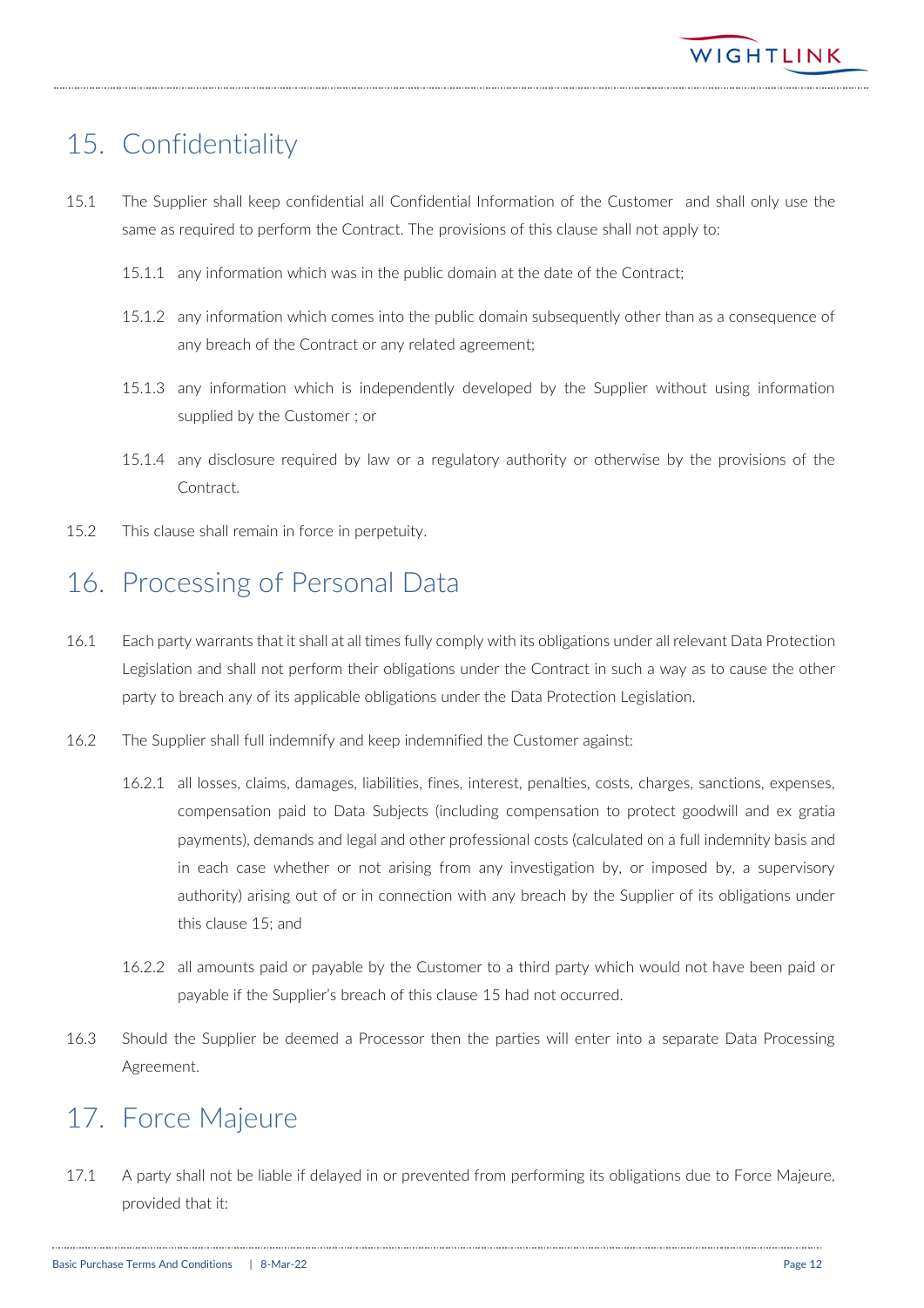## 15. Confidentiality

15.1 The Supplier shall keep confidential all Confidential Information of the Customer and shall only use the same as required to perform the Contract. The provisions of this clause shall not apply to:

15.1.1 any information which was in the public domain at the date of the Contract;

15.1.2 any information which comes into the public domain subsequently other than as a consequence of any breach of the Contract or any related agreement;

15.1.3 any information which is independently developed by the Supplier without using information supplied by the Customer ; or

15.1.4 any disclosure required by law or a regulatory authority or otherwise by the provisions of the Contract.

15.2 This clause shall remain in force in perpetuity.

## 16. Processing of Personal Data

16.1 Each party warrants that it shall at all times fully comply with its obligations under all relevant Data Protection Legislation and shall not perform their obligations under the Contract in such a way as to cause the other party to breach any of its applicable obligations under the Data Protection Legislation.

16.2 The Supplier shall full indemnify and keep indemnified the Customer against:

16.2.1 all losses, claims, damages, liabilities, fines, interest, penalties, costs, charges, sanctions, expenses, compensation paid to Data Subjects (including compensation to protect goodwill and ex gratia payments), demands and legal and other professional costs (calculated on a full indemnity basis and in each case whether or not arising from any investigation by, or imposed by, a supervisory authority) arising out of or in connection with any breach by the Supplier of its obligations under this clause 15; and

16.2.2 all amounts paid or payable by the Customer to a third party which would not have been paid or payable if the Supplier's breach of this clause 15 had not occurred.

16.3 Should the Supplier be deemed a Processor then the parties will enter into a separate Data Processing Agreement.

## 17. Force Majeure

17.1 A party shall not be liable if delayed in or prevented from performing its obligations due to Force Majeure, provided that it: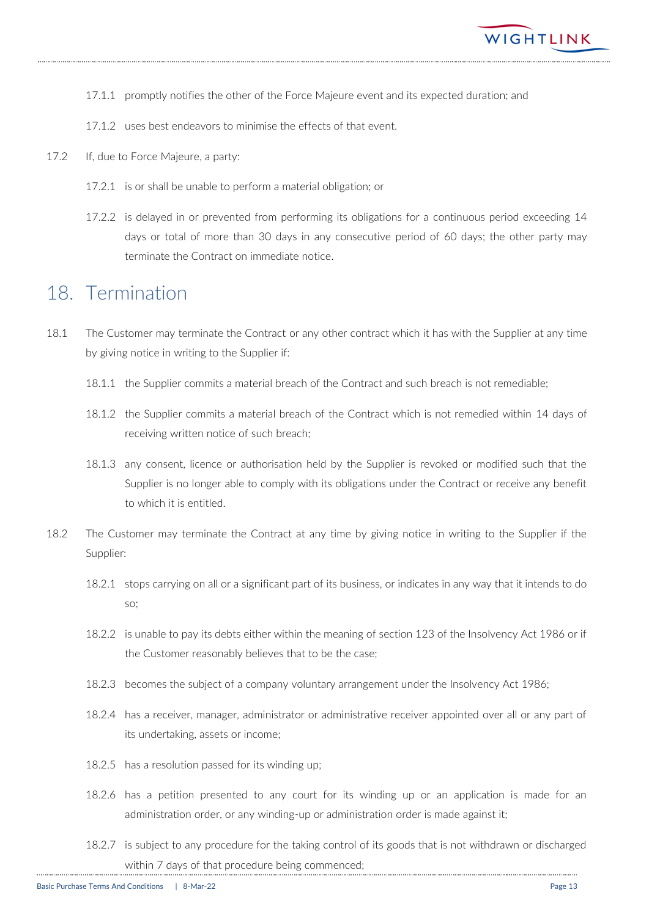17.1.1 promptly notifies the other of the Force Majeure event and its expected duration; and

17.1.2 uses best endeavors to minimise the effects of that event.

17.2 If, due to Force Majeure, a party:

17.2.1 is or shall be unable to perform a material obligation; or

17.2.2 is delayed in or prevented from performing its obligations for a continuous period exceeding 14 days or total of more than 30 days in any consecutive period of 60 days; the other party may terminate the Contract on immediate notice.

# 18. Termination

18.1 The Customer may terminate the Contract or any other contract which it has with the Supplier at any time by giving notice in writing to the Supplier if:

18.1.1 the Supplier commits a material breach of the Contract and such breach is not remediable;

18.1.2 the Supplier commits a material breach of the Contract which is not remedied within 14 days of receiving written notice of such breach;

18.1.3 any consent, licence or authorisation held by the Supplier is revoked or modified such that the Supplier is no longer able to comply with its obligations under the Contract or receive any benefit to which it is entitled.

18.2 The Customer may terminate the Contract at any time by giving notice in writing to the Supplier if the Supplier:

18.2.1 stops carrying on all or a significant part of its business, or indicates in any way that it intends to do so;

18.2.2 is unable to pay its debts either within the meaning of section 123 of the Insolvency Act 1986 or if the Customer reasonably believes that to be the case;

18.2.3 becomes the subject of a company voluntary arrangement under the Insolvency Act 1986;

18.2.4 has a receiver, manager, administrator or administrative receiver appointed over all or any part of its undertaking, assets or income;

18.2.5 has a resolution passed for its winding up;

18.2.6 has a petition presented to any court for its winding up or an application is made for an administration order, or any winding-up or administration order is made against it;

18.2.7 is subject to any procedure for the taking control of its goods that is not withdrawn or discharged within 7 days of that procedure being commenced;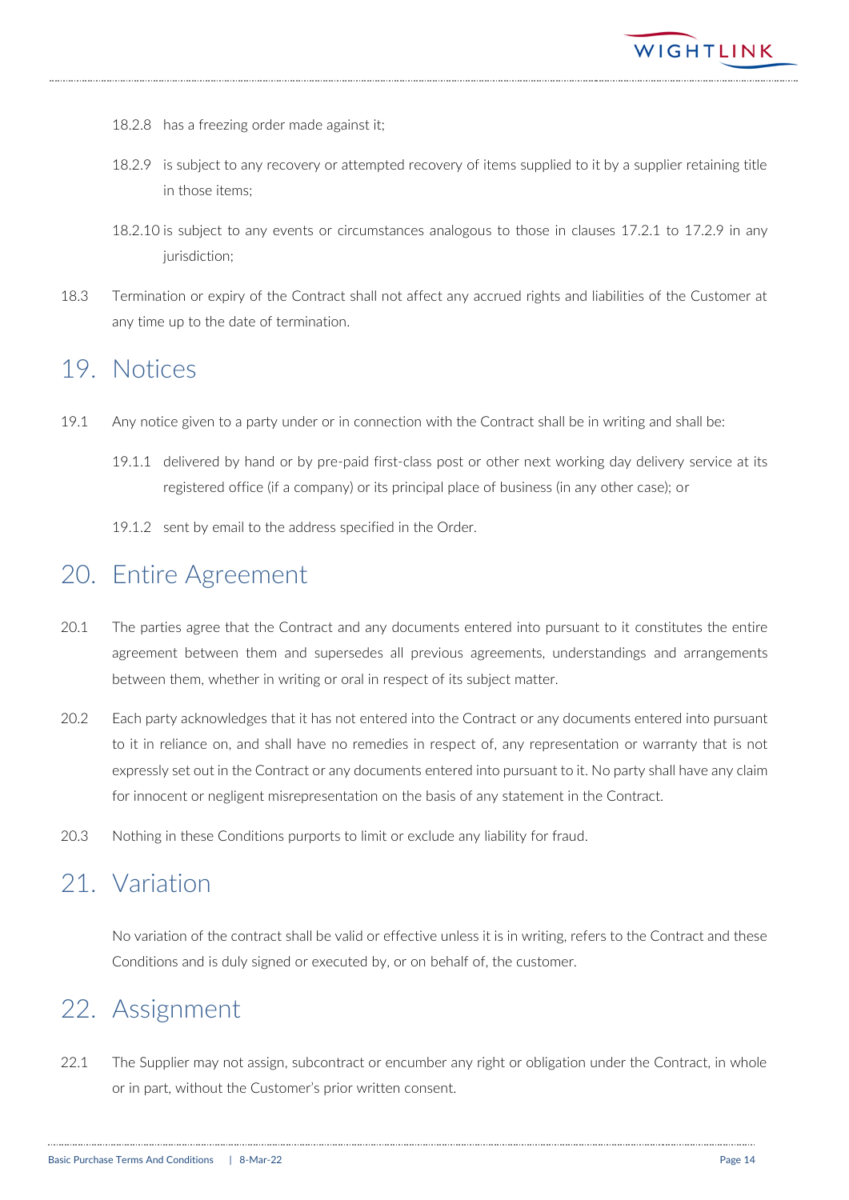18.2.8 has a freezing order made against it;

18.2.9 is subject to any recovery or attempted recovery of items supplied to it by a supplier retaining title in those items;

18.2.10 is subject to any events or circumstances analogous to those in clauses 17.2.1 to 17.2.9 in any jurisdiction;

18.3 Termination or expiry of the Contract shall not affect any accrued rights and liabilities of the Customer at any time up to the date of termination.

# 19. Notices

19.1 Any notice given to a party under or in connection with the Contract shall be in writing and shall be:

19.1.1 delivered by hand or by pre-paid first-class post or other next working day delivery service at its registered office (if a company) or its principal place of business (in any other case); or

19.1.2 sent by email to the address specified in the Order.

# 20. Entire Agreement

20.1 The parties agree that the Contract and any documents entered into pursuant to it constitutes the entire agreement between them and supersedes all previous agreements, understandings and arrangements between them, whether in writing or oral in respect of its subject matter.

20.2 Each party acknowledges that it has not entered into the Contract or any documents entered into pursuant to it in reliance on, and shall have no remedies in respect of, any representation or warranty that is not expressly set out in the Contract or any documents entered into pursuant to it. No party shall have any claim for innocent or negligent misrepresentation on the basis of any statement in the Contract.

20.3 Nothing in these Conditions purports to limit or exclude any liability for fraud.

# 21. Variation

No variation of the contract shall be valid or effective unless it is in writing, refers to the Contract and these Conditions and is duly signed or executed by, or on behalf of, the customer.

# 22. Assignment

22.1 The Supplier may not assign, subcontract or encumber any right or obligation under the Contract, in whole or in part, without the Customer's prior written consent.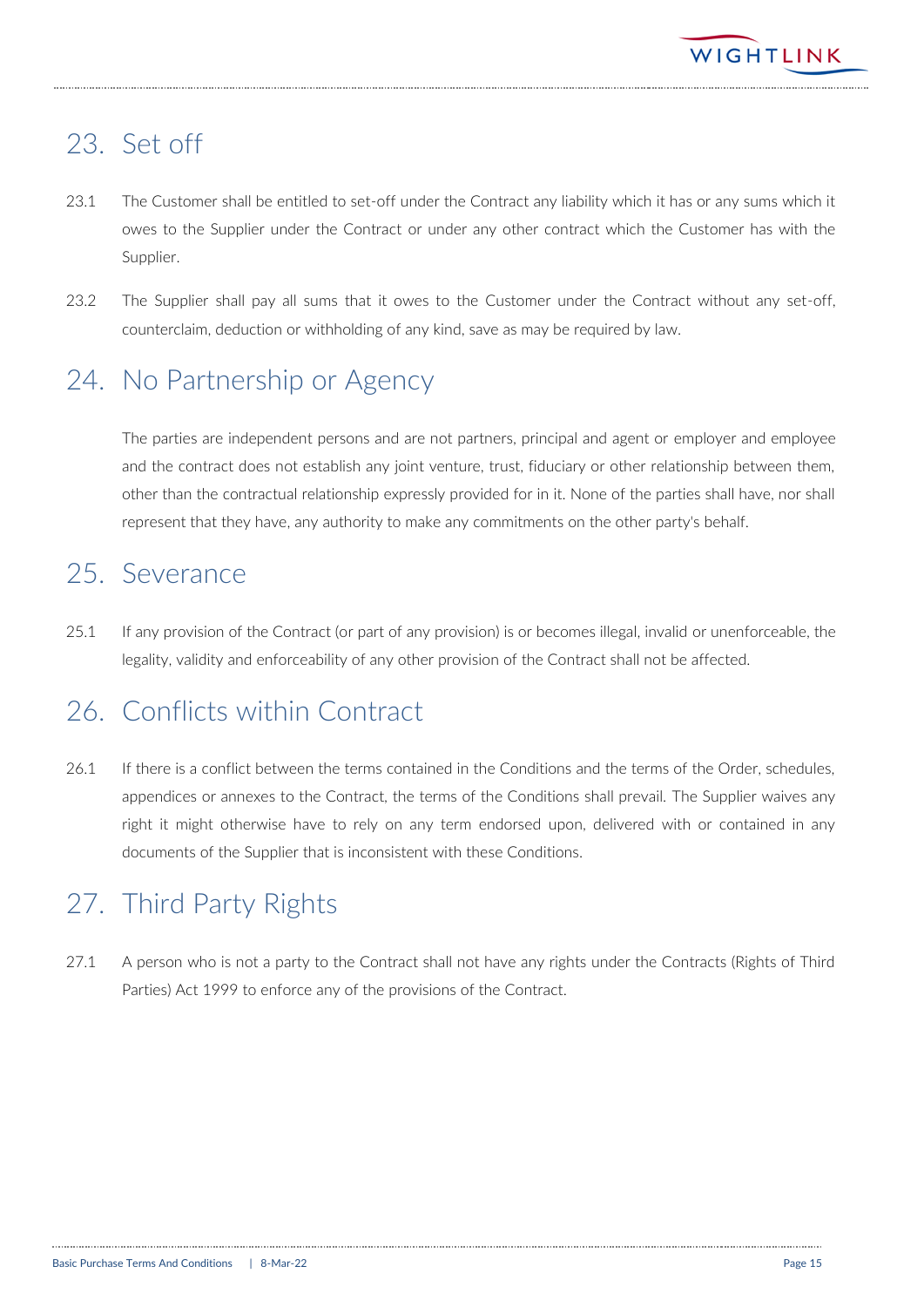## 23. Set off

23.1 The Customer shall be entitled to set-off under the Contract any liability which it has or any sums which it owes to the Supplier under the Contract or under any other contract which the Customer has with the Supplier.

23.2 The Supplier shall pay all sums that it owes to the Customer under the Contract without any set-off, counterclaim, deduction or withholding of any kind, save as may be required by law.

## 24. No Partnership or Agency

The parties are independent persons and are not partners, principal and agent or employer and employee and the contract does not establish any joint venture, trust, fiduciary or other relationship between them, other than the contractual relationship expressly provided for in it. None of the parties shall have, nor shall represent that they have, any authority to make any commitments on the other party's behalf.

## 25. Severance

25.1 If any provision of the Contract (or part of any provision) is or becomes illegal, invalid or unenforceable, the legality, validity and enforceability of any other provision of the Contract shall not be affected.

## 26. Conflicts within Contract

26.1 If there is a conflict between the terms contained in the Conditions and the terms of the Order, schedules, appendices or annexes to the Contract, the terms of the Conditions shall prevail. The Supplier waives any right it might otherwise have to rely on any term endorsed upon, delivered with or contained in any documents of the Supplier that is inconsistent with these Conditions.

## 27. Third Party Rights

27.1 A person who is not a party to the Contract shall not have any rights under the Contracts (Rights of Third Parties) Act 1999 to enforce any of the provisions of the Contract.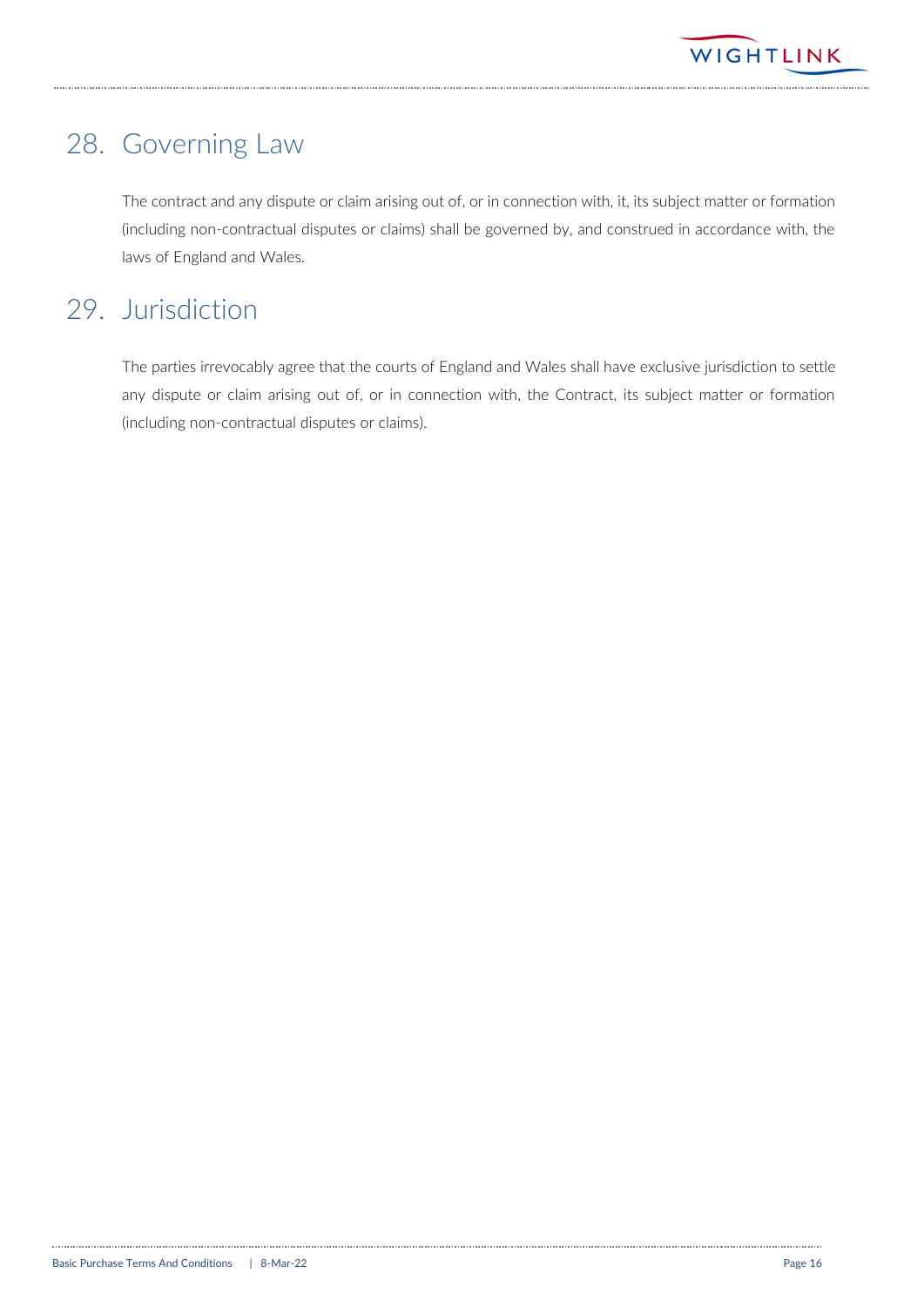## 28. Governing Law

The contract and any dispute or claim arising out of, or in connection with, it, its subject matter or formation (including non-contractual disputes or claims) shall be governed by, and construed in accordance with, the laws of England and Wales.

## 29. Jurisdiction

The parties irrevocably agree that the courts of England and Wales shall have exclusive jurisdiction to settle any dispute or claim arising out of, or in connection with, the Contract, its subject matter or formation (including non-contractual disputes or claims).